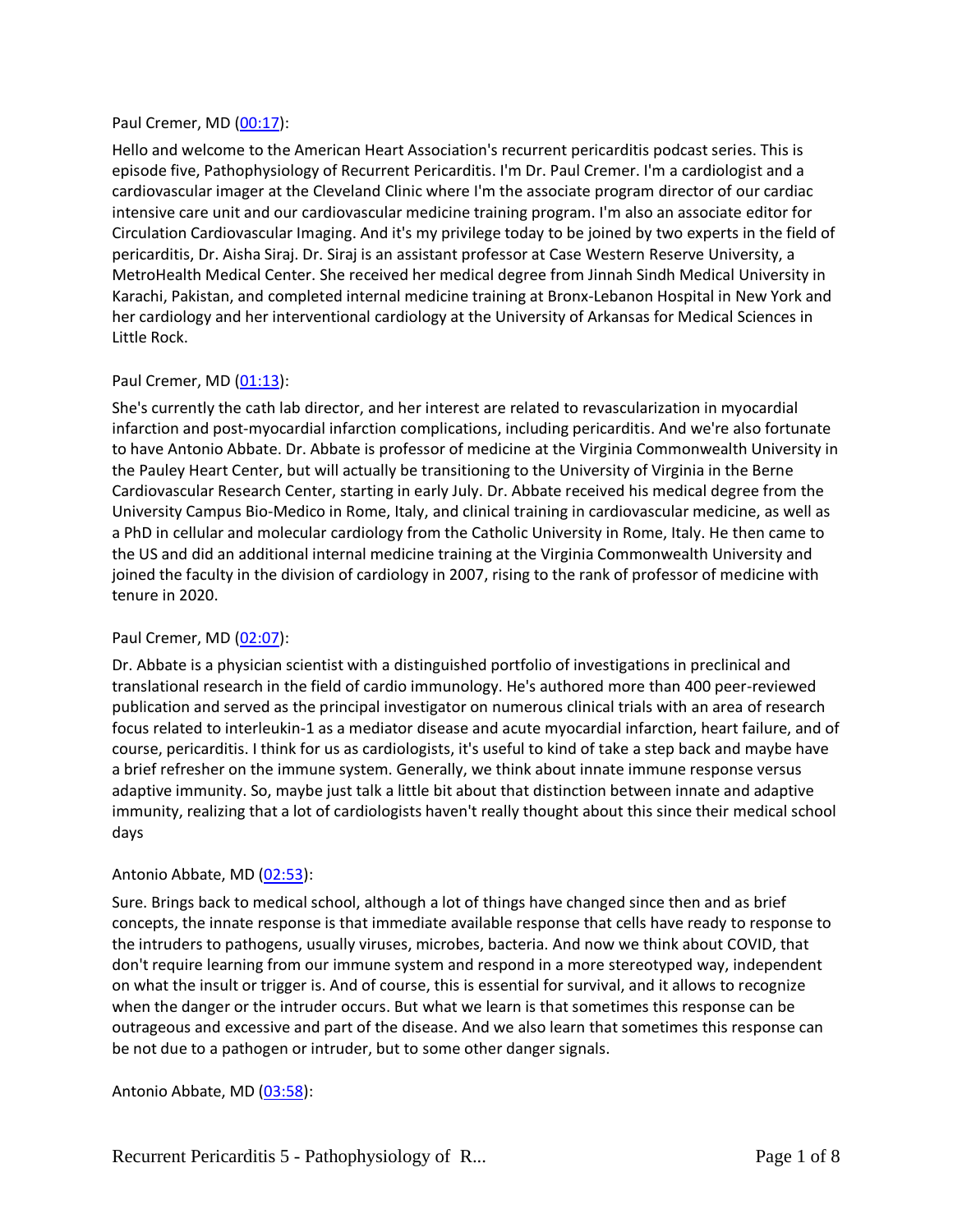Paul Cremer, MD ([00:17](#)):

Hello and welcome to the American Heart Association's recurrent pericarditis podcast series. This is episode five, Pathophysiology of Recurrent Pericarditis. I'm Dr. Paul Cremer. I'm a cardiologist and a cardiovascular imager at the Cleveland Clinic where I'm the associate program director of our cardiac intensive care unit and our cardiovascular medicine training program. I'm also an associate editor for Circulation Cardiovascular Imaging. And it's my privilege today to be joined by two experts in the field of pericarditis, Dr. Aisha Siraj. Dr. Siraj is an assistant professor at Case Western Reserve University, a MetroHealth Medical Center. She received her medical degree from Jinnah Sindh Medical University in Karachi, Pakistan, and completed internal medicine training at Bronx-Lebanon Hospital in New York and her cardiology and her interventional cardiology at the University of Arkansas for Medical Sciences in Little Rock.

Paul Cremer, MD ([01:13](#)):

She's currently the cath lab director, and her interest are related to revascularization in myocardial infarction and post-myocardial infarction complications, including pericarditis. And we're also fortunate to have Antonio Abbate. Dr. Abbate is professor of medicine at the Virginia Commonwealth University in the Pauley Heart Center, but will actually be transitioning to the University of Virginia in the Berne Cardiovascular Research Center, starting in early July. Dr. Abbate received his medical degree from the University Campus Bio-Medico in Rome, Italy, and clinical training in cardiovascular medicine, as well as a PhD in cellular and molecular cardiology from the Catholic University in Rome, Italy. He then came to the US and did an additional internal medicine training at the Virginia Commonwealth University and joined the faculty in the division of cardiology in 2007, rising to the rank of professor of medicine with tenure in 2020.

Paul Cremer, MD ([02:07](#)):

Dr. Abbate is a physician scientist with a distinguished portfolio of investigations in preclinical and translational research in the field of cardio immunology. He's authored more than 400 peer-reviewed publication and served as the principal investigator on numerous clinical trials with an area of research focus related to interleukin-1 as a mediator disease and acute myocardial infarction, heart failure, and of course, pericarditis. I think for us as cardiologists, it's useful to kind of take a step back and maybe have a brief refresher on the immune system. Generally, we think about innate immune response versus adaptive immunity. So, maybe just talk a little bit about that distinction between innate and adaptive immunity, realizing that a lot of cardiologists haven't really thought about this since their medical school days

Antonio Abbate, MD ([02:53](#)):

Sure. Brings back to medical school, although a lot of things have changed since then and as brief concepts, the innate response is that immediate available response that cells have ready to response to the intruders to pathogens, usually viruses, microbes, bacteria. And now we think about COVID, that don't require learning from our immune system and respond in a more stereotyped way, independent on what the insult or trigger is. And of course, this is essential for survival, and it allows to recognize when the danger or the intruder occurs. But what we learn is that sometimes this response can be outrageous and excessive and part of the disease. And we also learn that sometimes this response can be not due to a pathogen or intruder, but to some other danger signals.

Antonio Abbate, MD ([03:58](#)):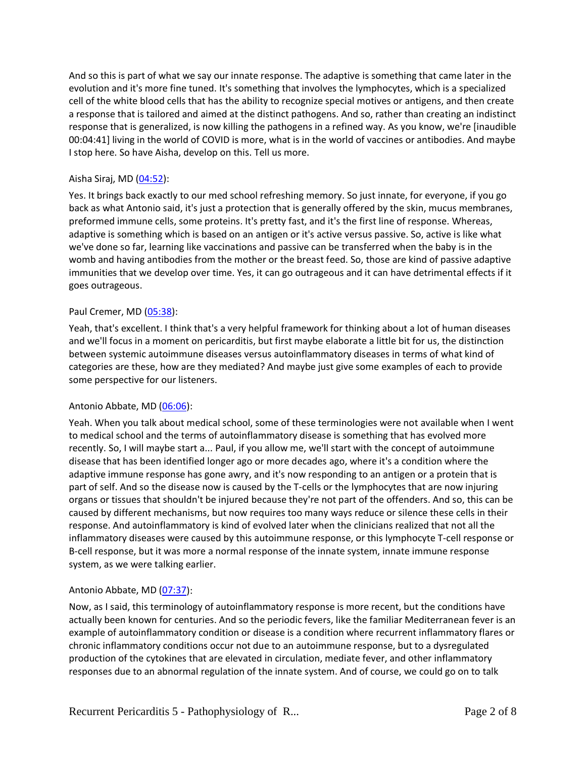And so this is part of what we say our innate response. The adaptive is something that came later in the evolution and it's more fine tuned. It's something that involves the lymphocytes, which is a specialized cell of the white blood cells that has the ability to recognize special motives or antigens, and then create a response that is tailored and aimed at the distinct pathogens. And so, rather than creating an indistinct response that is generalized, is now killing the pathogens in a refined way. As you know, we're [inaudible 00:04:41] living in the world of COVID is more, what is in the world of vaccines or antibodies. And maybe I stop here. So have Aisha, develop on this. Tell us more.

Aisha Siraj, MD ([04:52]):

Yes. It brings back exactly to our med school refreshing memory. So just innate, for everyone, if you go back as what Antonio said, it's just a protection that is generally offered by the skin, mucus membranes, preformed immune cells, some proteins. It's pretty fast, and it's the first line of response. Whereas, adaptive is something which is based on an antigen or it's active versus passive. So, active is like what we've done so far, learning like vaccinations and passive can be transferred when the baby is in the womb and having antibodies from the mother or the breast feed. So, those are kind of passive adaptive immunities that we develop over time. Yes, it can go outrageous and it can have detrimental effects if it goes outrageous.

Paul Cremer, MD ([05:38]):

Yeah, that's excellent. I think that's a very helpful framework for thinking about a lot of human diseases and we'll focus in a moment on pericarditis, but first maybe elaborate a little bit for us, the distinction between systemic autoimmune diseases versus autoinflammatory diseases in terms of what kind of categories are these, how are they mediated? And maybe just give some examples of each to provide some perspective for our listeners.

Antonio Abbate, MD ([06:06]):

Yeah. When you talk about medical school, some of these terminologies were not available when I went to medical school and the terms of autoinflammatory disease is something that has evolved more recently. So, I will maybe start a... Paul, if you allow me, we'll start with the concept of autoimmune disease that has been identified longer ago or more decades ago, where it's a condition where the adaptive immune response has gone awry, and it's now responding to an antigen or a protein that is part of self. And so the disease now is caused by the T-cells or the lymphocytes that are now injuring organs or tissues that shouldn't be injured because they're not part of the offenders. And so, this can be caused by different mechanisms, but now requires too many ways reduce or silence these cells in their response. And autoinflammatory is kind of evolved later when the clinicians realized that not all the inflammatory diseases were caused by this autoimmune response, or this lymphocyte T-cell response or B-cell response, but it was more a normal response of the innate system, innate immune response system, as we were talking earlier.

Antonio Abbate, MD ([07:37]):

Now, as I said, this terminology of autoinflammatory response is more recent, but the conditions have actually been known for centuries. And so the periodic fevers, like the familiar Mediterranean fever is an example of autoinflammatory condition or disease is a condition where recurrent inflammatory flares or chronic inflammatory conditions occur not due to an autoimmune response, but to a dysregulated production of the cytokines that are elevated in circulation, mediate fever, and other inflammatory responses due to an abnormal regulation of the innate system. And of course, we could go on to talk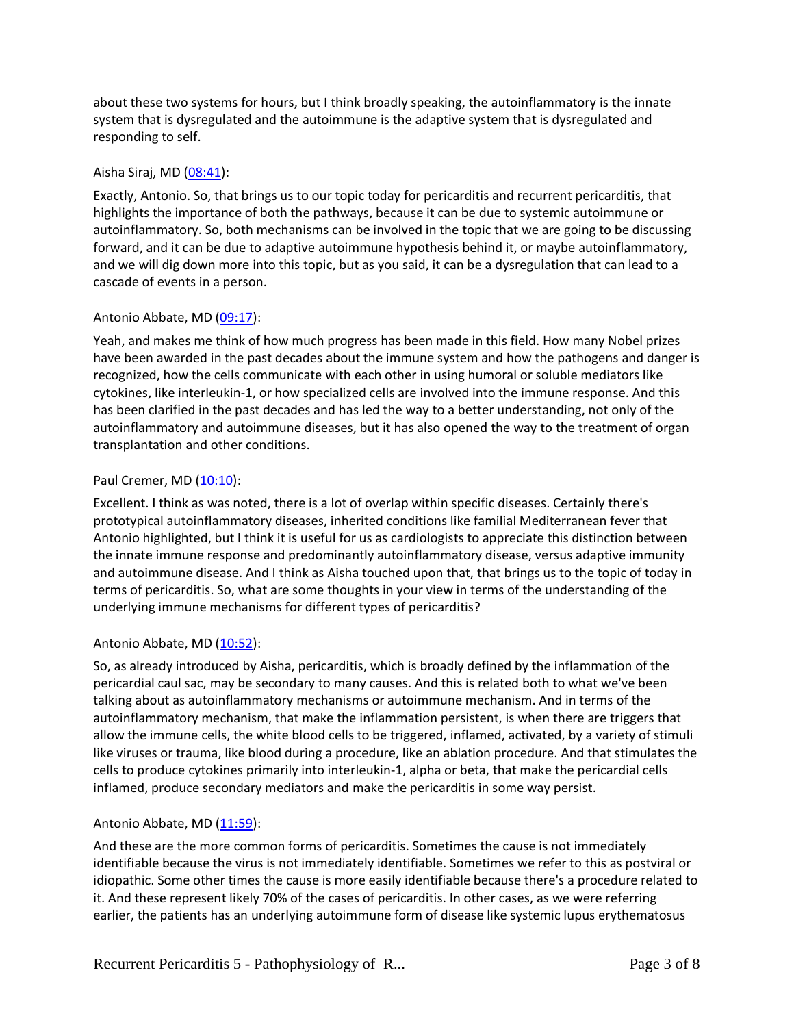about these two systems for hours, but I think broadly speaking, the autoinflammatory is the innate system that is dysregulated and the autoimmune is the adaptive system that is dysregulated and responding to self.

Aisha Siraj, MD ([08:41](#)):

Exactly, Antonio. So, that brings us to our topic today for pericarditis and recurrent pericarditis, that highlights the importance of both the pathways, because it can be due to systemic autoimmune or autoinflammatory. So, both mechanisms can be involved in the topic that we are going to be discussing forward, and it can be due to adaptive autoimmune hypothesis behind it, or maybe autoinflammatory, and we will dig down more into this topic, but as you said, it can be a dysregulation that can lead to a cascade of events in a person.

Antonio Abbate, MD ([09:17](#)):

Yeah, and makes me think of how much progress has been made in this field. How many Nobel prizes have been awarded in the past decades about the immune system and how the pathogens and danger is recognized, how the cells communicate with each other in using humoral or soluble mediators like cytokines, like interleukin-1, or how specialized cells are involved into the immune response. And this has been clarified in the past decades and has led the way to a better understanding, not only of the autoinflammatory and autoimmune diseases, but it has also opened the way to the treatment of organ transplantation and other conditions.

Paul Cremer, MD ([10:10](#)):

Excellent. I think as was noted, there is a lot of overlap within specific diseases. Certainly there's prototypical autoinflammatory diseases, inherited conditions like familial Mediterranean fever that Antonio highlighted, but I think it is useful for us as cardiologists to appreciate this distinction between the innate immune response and predominantly autoinflammatory disease, versus adaptive immunity and autoimmune disease. And I think as Aisha touched upon that, that brings us to the topic of today in terms of pericarditis. So, what are some thoughts in your view in terms of the understanding of the underlying immune mechanisms for different types of pericarditis?

Antonio Abbate, MD ([10:52](#)):

So, as already introduced by Aisha, pericarditis, which is broadly defined by the inflammation of the pericardial caul sac, may be secondary to many causes. And this is related both to what we've been talking about as autoinflammatory mechanisms or autoimmune mechanism. And in terms of the autoinflammatory mechanism, that make the inflammation persistent, is when there are triggers that allow the immune cells, the white blood cells to be triggered, inflamed, activated, by a variety of stimuli like viruses or trauma, like blood during a procedure, like an ablation procedure. And that stimulates the cells to produce cytokines primarily into interleukin-1, alpha or beta, that make the pericardial cells inflamed, produce secondary mediators and make the pericarditis in some way persist.

Antonio Abbate, MD ([11:59](#)):

And these are the more common forms of pericarditis. Sometimes the cause is not immediately identifiable because the virus is not immediately identifiable. Sometimes we refer to this as postviral or idiopathic. Some other times the cause is more easily identifiable because there's a procedure related to it. And these represent likely 70% of the cases of pericarditis. In other cases, as we were referring earlier, the patients has an underlying autoimmune form of disease like systemic lupus erythematosus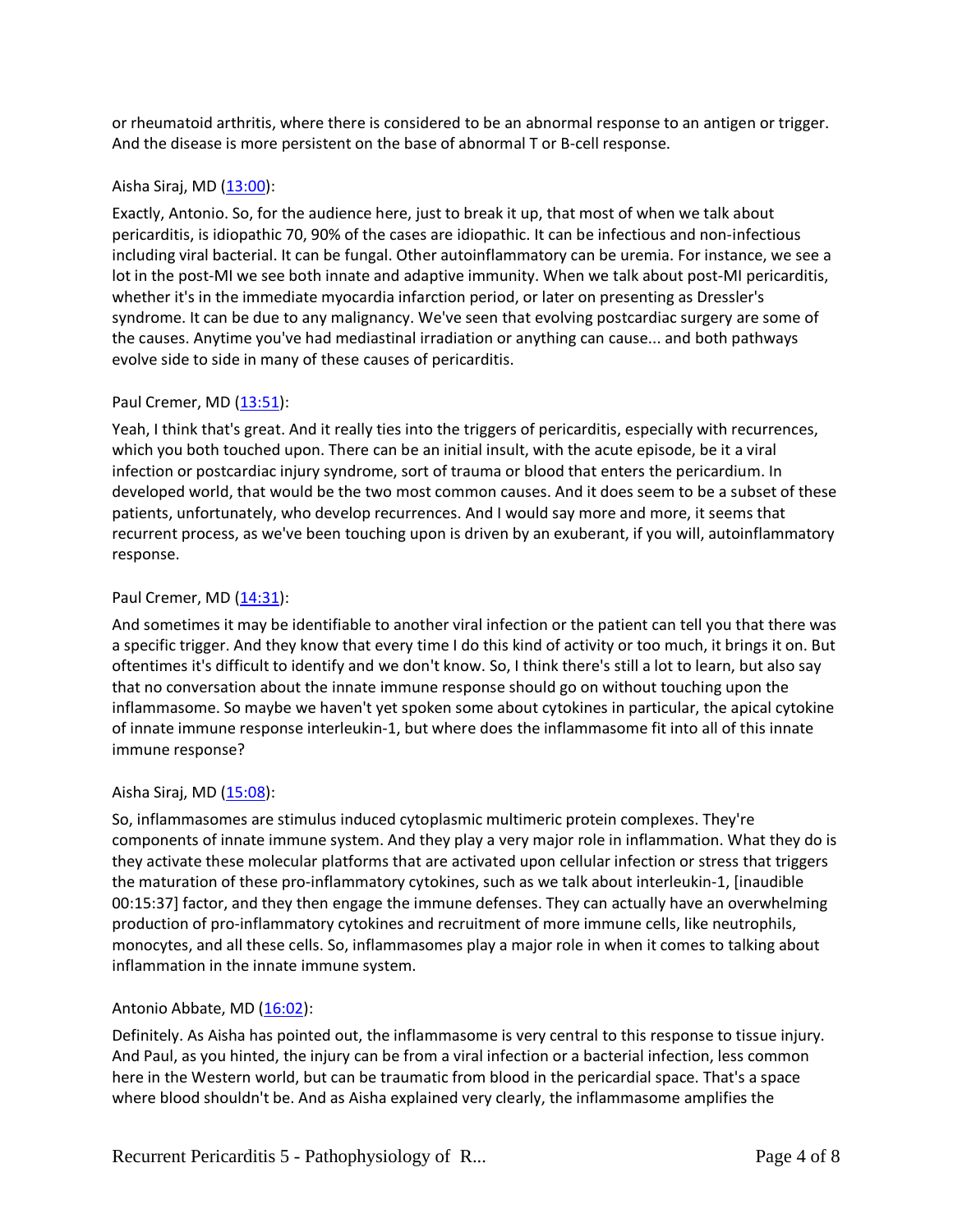or rheumatoid arthritis, where there is considered to be an abnormal response to an antigen or trigger. And the disease is more persistent on the base of abnormal T or B-cell response.

Aisha Siraj, MD ([13:00]):

Exactly, Antonio. So, for the audience here, just to break it up, that most of when we talk about pericarditis, is idiopathic 70, 90% of the cases are idiopathic. It can be infectious and non-infectious including viral bacterial. It can be fungal. Other autoinflammatory can be uremia. For instance, we see a lot in the post-MI we see both innate and adaptive immunity. When we talk about post-MI pericarditis, whether it's in the immediate myocardia infarction period, or later on presenting as Dressler's syndrome. It can be due to any malignancy. We've seen that evolving postcardiac surgery are some of the causes. Anytime you've had mediastinal irradiation or anything can cause... and both pathways evolve side to side in many of these causes of pericarditis.

Paul Cremer, MD ([13:51]):

Yeah, I think that's great. And it really ties into the triggers of pericarditis, especially with recurrences, which you both touched upon. There can be an initial insult, with the acute episode, be it a viral infection or postcardiac injury syndrome, sort of trauma or blood that enters the pericardium. In developed world, that would be the two most common causes. And it does seem to be a subset of these patients, unfortunately, who develop recurrences. And I would say more and more, it seems that recurrent process, as we've been touching upon is driven by an exuberant, if you will, autoinflammatory response.

Paul Cremer, MD ([14:31]):

And sometimes it may be identifiable to another viral infection or the patient can tell you that there was a specific trigger. And they know that every time I do this kind of activity or too much, it brings it on. But oftentimes it's difficult to identify and we don't know. So, I think there's still a lot to learn, but also say that no conversation about the innate immune response should go on without touching upon the inflammasome. So maybe we haven't yet spoken some about cytokines in particular, the apical cytokine of innate immune response interleukin-1, but where does the inflammasome fit into all of this innate immune response?

Aisha Siraj, MD ([15:08]):

So, inflammasomes are stimulus induced cytoplasmic multimeric protein complexes. They're components of innate immune system. And they play a very major role in inflammation. What they do is they activate these molecular platforms that are activated upon cellular infection or stress that triggers the maturation of these pro-inflammatory cytokines, such as we talk about interleukin-1, [inaudible 00:15:37] factor, and they then engage the immune defenses. They can actually have an overwhelming production of pro-inflammatory cytokines and recruitment of more immune cells, like neutrophils, monocytes, and all these cells. So, inflammasomes play a major role in when it comes to talking about inflammation in the innate immune system.

Antonio Abbate, MD ([16:02]):

Definitely. As Aisha has pointed out, the inflammasome is very central to this response to tissue injury. And Paul, as you hinted, the injury can be from a viral infection or a bacterial infection, less common here in the Western world, but can be traumatic from blood in the pericardial space. That's a space where blood shouldn't be. And as Aisha explained very clearly, the inflammasome amplifies the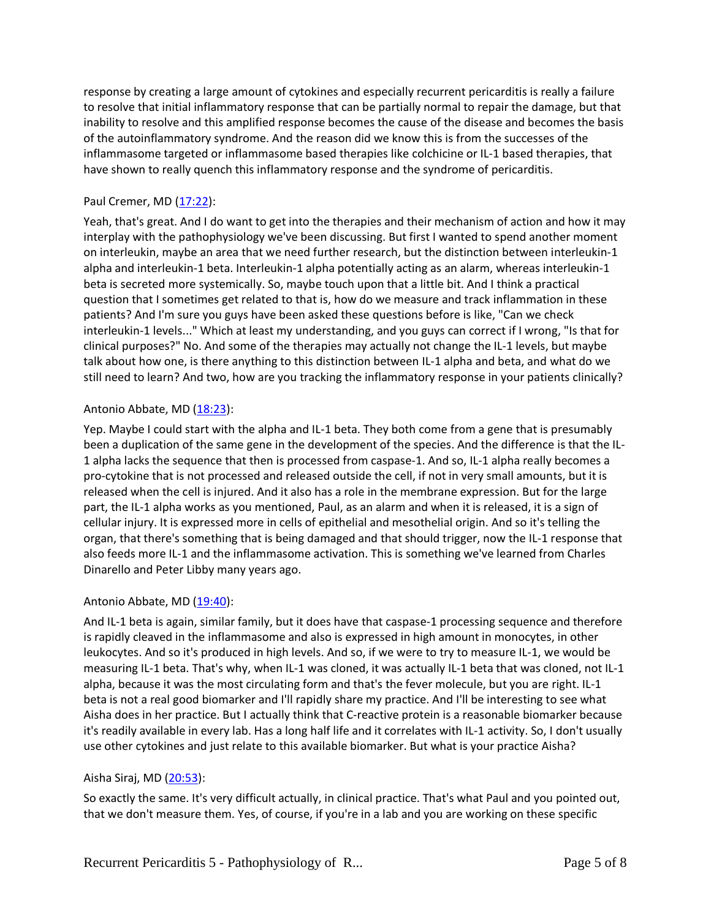response by creating a large amount of cytokines and especially recurrent pericarditis is really a failure to resolve that initial inflammatory response that can be partially normal to repair the damage, but that inability to resolve and this amplified response becomes the cause of the disease and becomes the basis of the autoinflammatory syndrome. And the reason did we know this is from the successes of the inflammasome targeted or inflammasome based therapies like colchicine or IL-1 based therapies, that have shown to really quench this inflammatory response and the syndrome of pericarditis.

Paul Cremer, MD ([17:22](17:22)):

Yeah, that's great. And I do want to get into the therapies and their mechanism of action and how it may interplay with the pathophysiology we've been discussing. But first I wanted to spend another moment on interleukin, maybe an area that we need further research, but the distinction between interleukin-1 alpha and interleukin-1 beta. Interleukin-1 alpha potentially acting as an alarm, whereas interleukin-1 beta is secreted more systemically. So, maybe touch upon that a little bit. And I think a practical question that I sometimes get related to that is, how do we measure and track inflammation in these patients? And I'm sure you guys have been asked these questions before is like, "Can we check interleukin-1 levels..." Which at least my understanding, and you guys can correct if I wrong, "Is that for clinical purposes?" No. And some of the therapies may actually not change the IL-1 levels, but maybe talk about how one, is there anything to this distinction between IL-1 alpha and beta, and what do we still need to learn? And two, how are you tracking the inflammatory response in your patients clinically?

Antonio Abbate, MD ([18:23](18:23)):

Yep. Maybe I could start with the alpha and IL-1 beta. They both come from a gene that is presumably been a duplication of the same gene in the development of the species. And the difference is that the IL-1 alpha lacks the sequence that then is processed from caspase-1. And so, IL-1 alpha really becomes a pro-cytokine that is not processed and released outside the cell, if not in very small amounts, but it is released when the cell is injured. And it also has a role in the membrane expression. But for the large part, the IL-1 alpha works as you mentioned, Paul, as an alarm and when it is released, it is a sign of cellular injury. It is expressed more in cells of epithelial and mesothelial origin. And so it's telling the organ, that there's something that is being damaged and that should trigger, now the IL-1 response that also feeds more IL-1 and the inflammasome activation. This is something we've learned from Charles Dinarello and Peter Libby many years ago.

Antonio Abbate, MD ([19:40](19:40)):

And IL-1 beta is again, similar family, but it does have that caspase-1 processing sequence and therefore is rapidly cleaved in the inflammasome and also is expressed in high amount in monocytes, in other leukocytes. And so it's produced in high levels. And so, if we were to try to measure IL-1, we would be measuring IL-1 beta. That's why, when IL-1 was cloned, it was actually IL-1 beta that was cloned, not IL-1 alpha, because it was the most circulating form and that's the fever molecule, but you are right. IL-1 beta is not a real good biomarker and I'll rapidly share my practice. And I'll be interesting to see what Aisha does in her practice. But I actually think that C-reactive protein is a reasonable biomarker because it's readily available in every lab. Has a long half life and it correlates with IL-1 activity. So, I don't usually use other cytokines and just relate to this available biomarker. But what is your practice Aisha?

Aisha Siraj, MD ([20:53](20:53)):

So exactly the same. It's very difficult actually, in clinical practice. That's what Paul and you pointed out, that we don't measure them. Yes, of course, if you're in a lab and you are working on these specific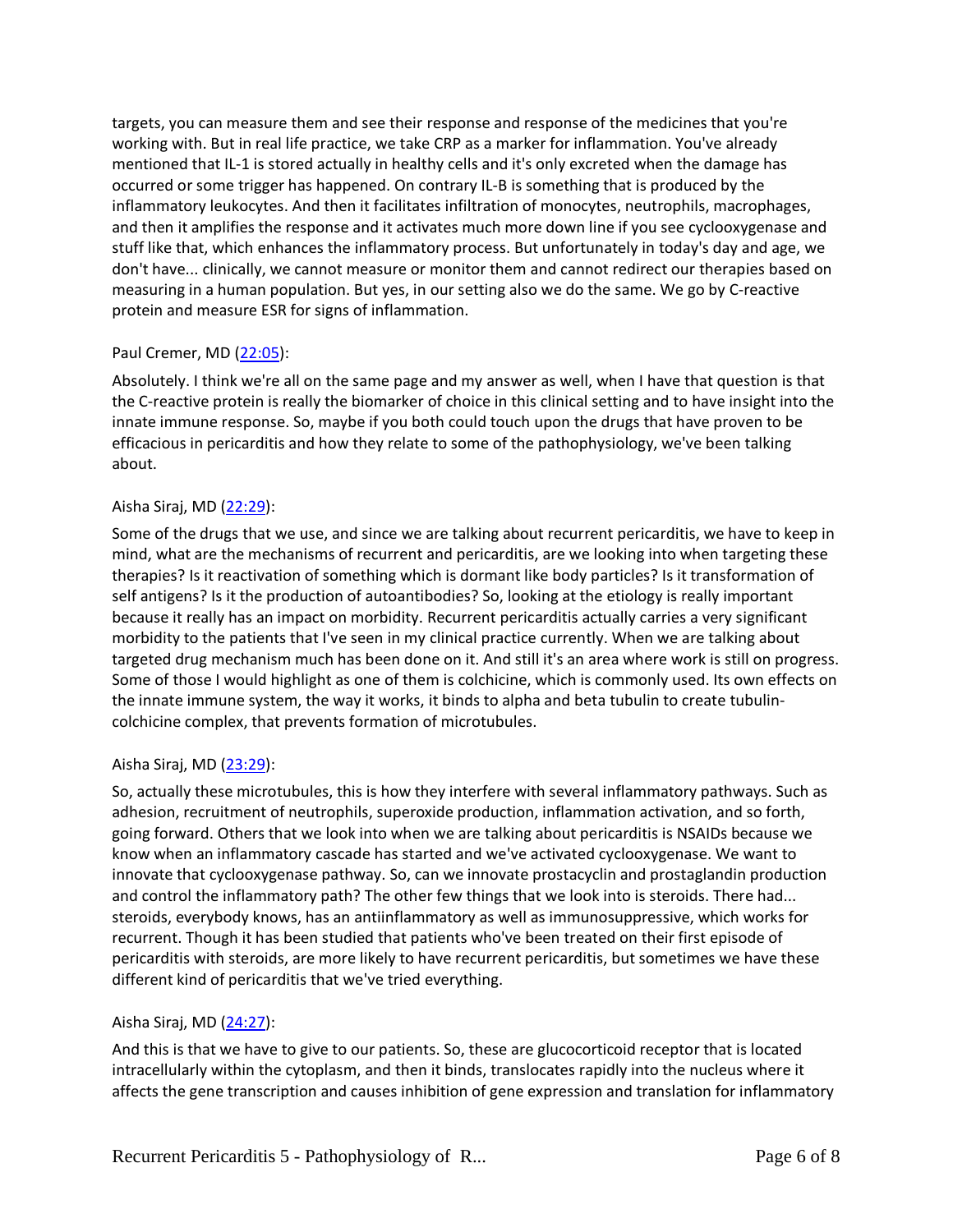targets, you can measure them and see their response and response of the medicines that you're working with. But in real life practice, we take CRP as a marker for inflammation. You've already mentioned that IL-1 is stored actually in healthy cells and it's only excreted when the damage has occurred or some trigger has happened. On contrary IL-B is something that is produced by the inflammatory leukocytes. And then it facilitates infiltration of monocytes, neutrophils, macrophages, and then it amplifies the response and it activates much more down line if you see cyclooxygenase and stuff like that, which enhances the inflammatory process. But unfortunately in today's day and age, we don't have... clinically, we cannot measure or monitor them and cannot redirect our therapies based on measuring in a human population. But yes, in our setting also we do the same. We go by C-reactive protein and measure ESR for signs of inflammation.

Paul Cremer, MD ([22:05]):

Absolutely. I think we're all on the same page and my answer as well, when I have that question is that the C-reactive protein is really the biomarker of choice in this clinical setting and to have insight into the innate immune response. So, maybe if you both could touch upon the drugs that have proven to be efficacious in pericarditis and how they relate to some of the pathophysiology, we've been talking about.

Aisha Siraj, MD ([22:29]):

Some of the drugs that we use, and since we are talking about recurrent pericarditis, we have to keep in mind, what are the mechanisms of recurrent and pericarditis, are we looking into when targeting these therapies? Is it reactivation of something which is dormant like body particles? Is it transformation of self antigens? Is it the production of autoantibodies? So, looking at the etiology is really important because it really has an impact on morbidity. Recurrent pericarditis actually carries a very significant morbidity to the patients that I've seen in my clinical practice currently. When we are talking about targeted drug mechanism much has been done on it. And still it's an area where work is still on progress. Some of those I would highlight as one of them is colchicine, which is commonly used. Its own effects on the innate immune system, the way it works, it binds to alpha and beta tubulin to create tubulin-colchicine complex, that prevents formation of microtubules.

Aisha Siraj, MD ([23:29]):

So, actually these microtubules, this is how they interfere with several inflammatory pathways. Such as adhesion, recruitment of neutrophils, superoxide production, inflammation activation, and so forth, going forward. Others that we look into when we are talking about pericarditis is NSAIDs because we know when an inflammatory cascade has started and we've activated cyclooxygenase. We want to innovate that cyclooxygenase pathway. So, can we innovate prostacyclin and prostaglandin production and control the inflammatory path? The other few things that we look into is steroids. There had... steroids, everybody knows, has an antiinflammatory as well as immunosuppressive, which works for recurrent. Though it has been studied that patients who've been treated on their first episode of pericarditis with steroids, are more likely to have recurrent pericarditis, but sometimes we have these different kind of pericarditis that we've tried everything.

Aisha Siraj, MD ([24:27]):

And this is that we have to give to our patients. So, these are glucocorticoid receptor that is located intracellularly within the cytoplasm, and then it binds, translocates rapidly into the nucleus where it affects the gene transcription and causes inhibition of gene expression and translation for inflammatory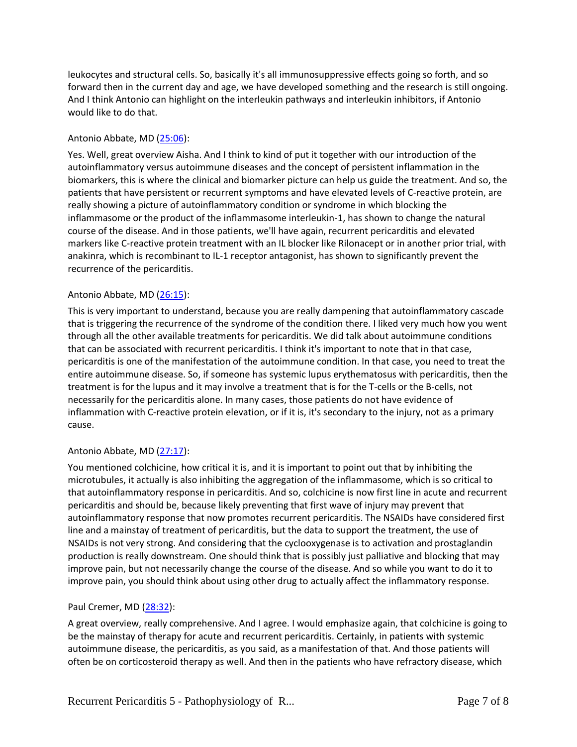leukocytes and structural cells. So, basically it's all immunosuppressive effects going so forth, and so forward then in the current day and age, we have developed something and the research is still ongoing. And I think Antonio can highlight on the interleukin pathways and interleukin inhibitors, if Antonio would like to do that.

Antonio Abbate, MD ([25:06]):

Yes. Well, great overview Aisha. And I think to kind of put it together with our introduction of the autoinflammatory versus autoimmune diseases and the concept of persistent inflammation in the biomarkers, this is where the clinical and biomarker picture can help us guide the treatment. And so, the patients that have persistent or recurrent symptoms and have elevated levels of C-reactive protein, are really showing a picture of autoinflammatory condition or syndrome in which blocking the inflammasome or the product of the inflammasome interleukin-1, has shown to change the natural course of the disease. And in those patients, we'll have again, recurrent pericarditis and elevated markers like C-reactive protein treatment with an IL blocker like Rilonacept or in another prior trial, with anakinra, which is recombinant to IL-1 receptor antagonist, has shown to significantly prevent the recurrence of the pericarditis.

Antonio Abbate, MD ([26:15]):

This is very important to understand, because you are really dampening that autoinflammatory cascade that is triggering the recurrence of the syndrome of the condition there. I liked very much how you went through all the other available treatments for pericarditis. We did talk about autoimmune conditions that can be associated with recurrent pericarditis. I think it's important to note that in that case, pericarditis is one of the manifestation of the autoimmune condition. In that case, you need to treat the entire autoimmune disease. So, if someone has systemic lupus erythematosus with pericarditis, then the treatment is for the lupus and it may involve a treatment that is for the T-cells or the B-cells, not necessarily for the pericarditis alone. In many cases, those patients do not have evidence of inflammation with C-reactive protein elevation, or if it is, it's secondary to the injury, not as a primary cause.

Antonio Abbate, MD ([27:17]):

You mentioned colchicine, how critical it is, and it is important to point out that by inhibiting the microtubules, it actually is also inhibiting the aggregation of the inflammasome, which is so critical to that autoinflammatory response in pericarditis. And so, colchicine is now first line in acute and recurrent pericarditis and should be, because likely preventing that first wave of injury may prevent that autoinflammatory response that now promotes recurrent pericarditis. The NSAIDs have considered first line and a mainstay of treatment of pericarditis, but the data to support the treatment, the use of NSAIDs is not very strong. And considering that the cyclooxygenase is to activation and prostaglandin production is really downstream. One should think that is possibly just palliative and blocking that may improve pain, but not necessarily change the course of the disease. And so while you want to do it to improve pain, you should think about using other drug to actually affect the inflammatory response.

Paul Cremer, MD ([28:32]):

A great overview, really comprehensive. And I agree. I would emphasize again, that colchicine is going to be the mainstay of therapy for acute and recurrent pericarditis. Certainly, in patients with systemic autoimmune disease, the pericarditis, as you said, as a manifestation of that. And those patients will often be on corticosteroid therapy as well. And then in the patients who have refractory disease, which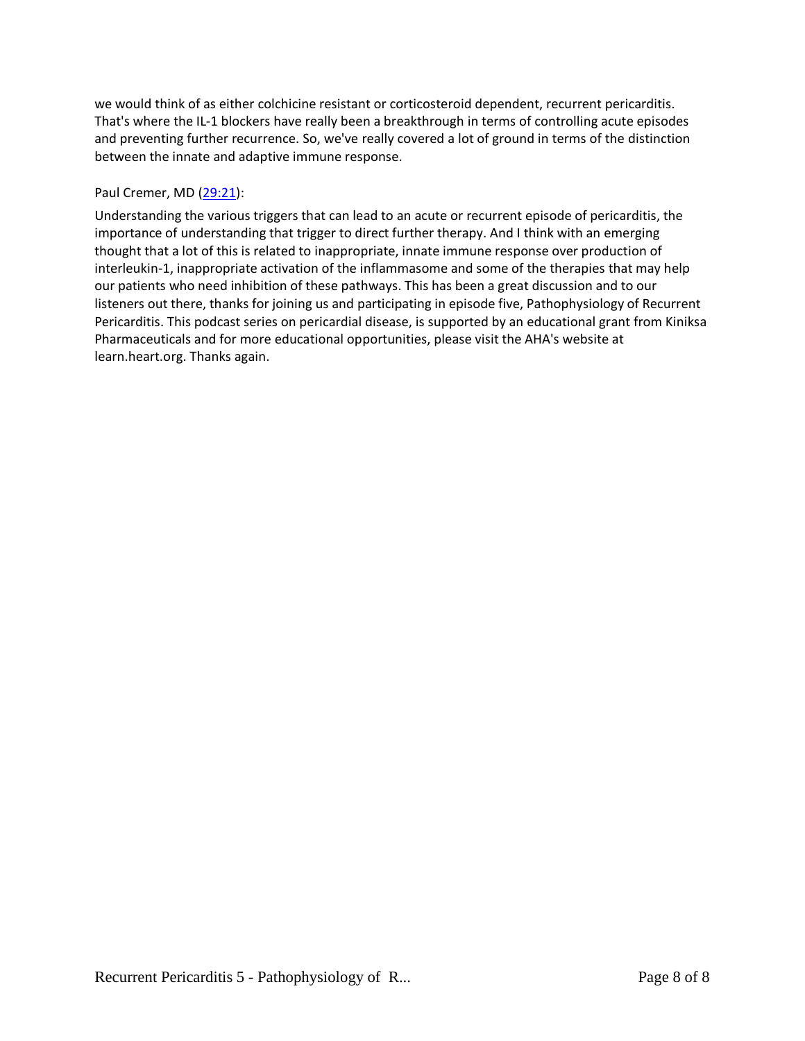we would think of as either colchicine resistant or corticosteroid dependent, recurrent pericarditis. That's where the IL-1 blockers have really been a breakthrough in terms of controlling acute episodes and preventing further recurrence. So, we've really covered a lot of ground in terms of the distinction between the innate and adaptive immune response.

Paul Cremer, MD (29:21):

Understanding the various triggers that can lead to an acute or recurrent episode of pericarditis, the importance of understanding that trigger to direct further therapy. And I think with an emerging thought that a lot of this is related to inappropriate, innate immune response over production of interleukin-1, inappropriate activation of the inflammasome and some of the therapies that may help our patients who need inhibition of these pathways. This has been a great discussion and to our listeners out there, thanks for joining us and participating in episode five, Pathophysiology of Recurrent Pericarditis. This podcast series on pericardial disease, is supported by an educational grant from Kiniksa Pharmaceuticals and for more educational opportunities, please visit the AHA's website at learn.heart.org. Thanks again.